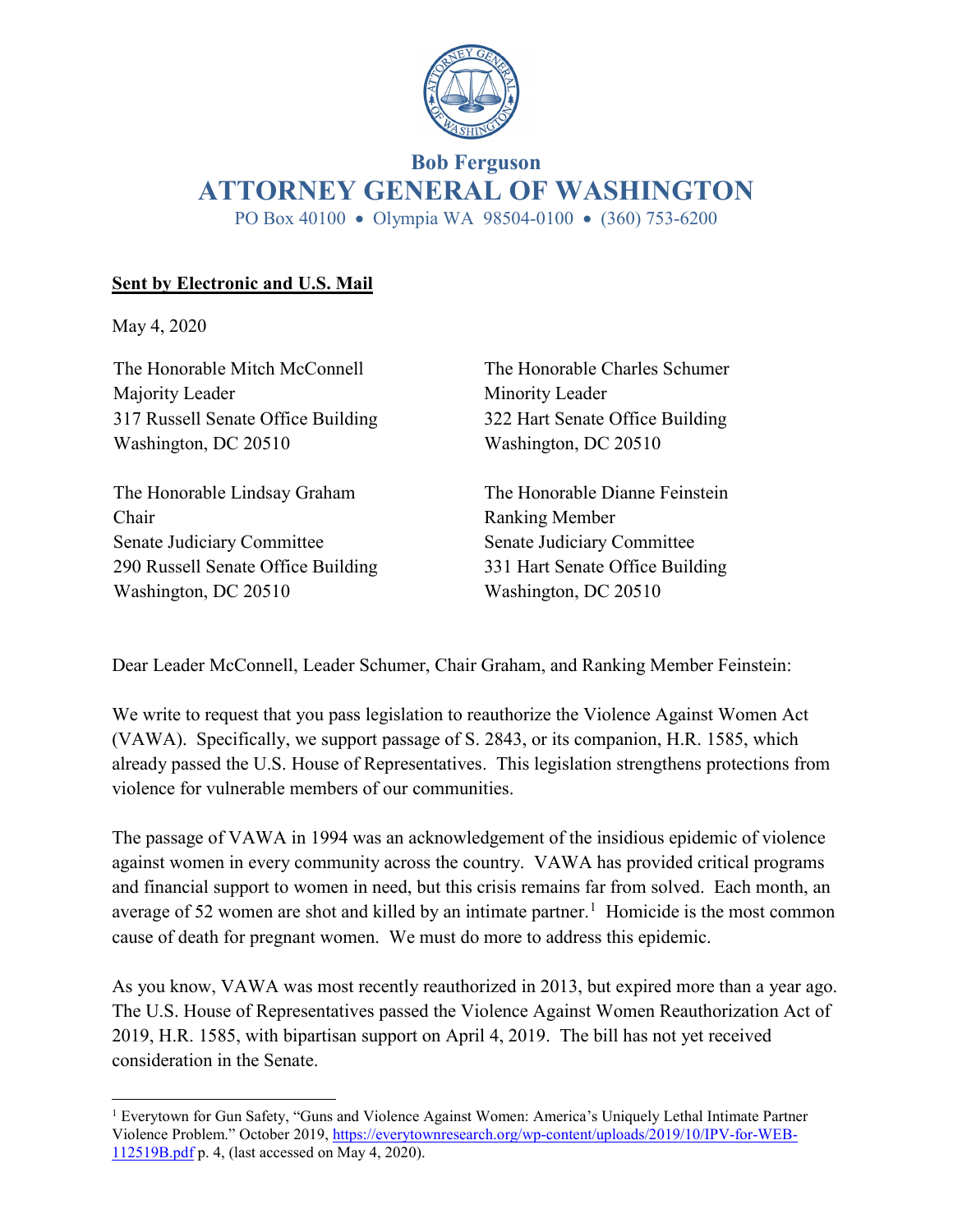**Bob Ferguson**

# ATTORNEY GENERAL OF WASHINGTON

PO Box 40100 • Olympia WA 98504-0100 • (360) 753-6200

**Sent by Electronic and U.S. Mail**

May 4, 2020

The Honorable Mitch McConnell
Majority Leader
317 Russell Senate Office Building
Washington, DC 20510

The Honorable Charles Schumer
Minority Leader
322 Hart Senate Office Building
Washington, DC 20510

The Honorable Lindsay Graham
Chair
Senate Judiciary Committee
290 Russell Senate Office Building
Washington, DC 20510

The Honorable Dianne Feinstein
Ranking Member
Senate Judiciary Committee
331 Hart Senate Office Building
Washington, DC 20510

Dear Leader McConnell, Leader Schumer, Chair Graham, and Ranking Member Feinstein:

We write to request that you pass legislation to reauthorize the Violence Against Women Act (VAWA). Specifically, we support passage of S. 2843, or its companion, H.R. 1585, which already passed the U.S. House of Representatives. This legislation strengthens protections from violence for vulnerable members of our communities.

The passage of VAWA in 1994 was an acknowledgement of the insidious epidemic of violence against women in every community across the country. VAWA has provided critical programs and financial support to women in need, but this crisis remains far from solved. Each month, an average of 52 women are shot and killed by an intimate partner.[1] Homicide is the most common cause of death for pregnant women. We must do more to address this epidemic.

As you know, VAWA was most recently reauthorized in 2013, but expired more than a year ago. The U.S. House of Representatives passed the Violence Against Women Reauthorization Act of 2019, H.R. 1585, with bipartisan support on April 4, 2019. The bill has not yet received consideration in the Senate.

---

[1] Everytown for Gun Safety, "Guns and Violence Against Women: America's Uniquely Lethal Intimate Partner Violence Problem." October 2019, https://everytownresearch.org/wp-content/uploads/2019/10/IPV-for-WEB-112519B.pdf p. 4, (last accessed on May 4, 2020).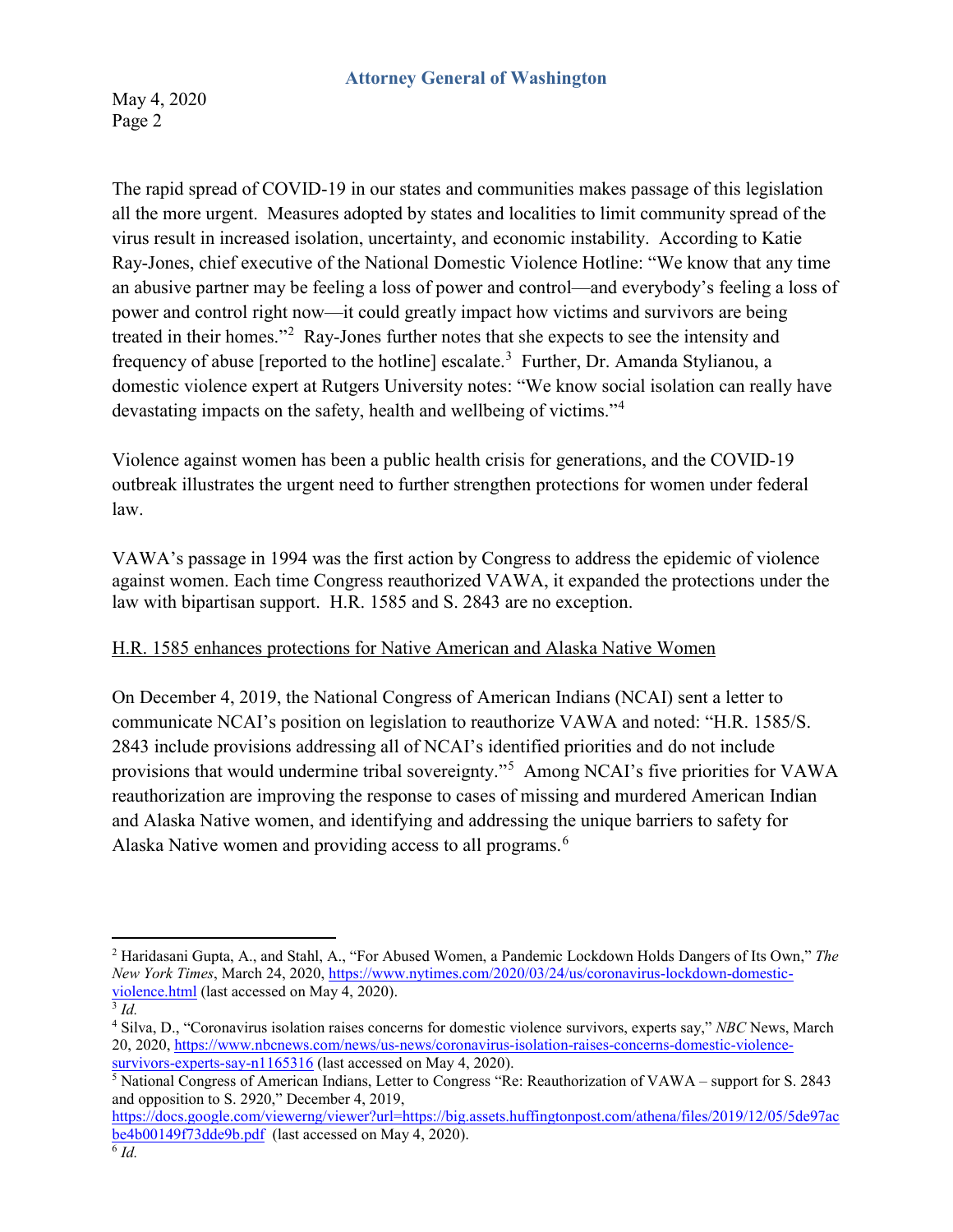The rapid spread of COVID-19 in our states and communities makes passage of this legislation all the more urgent. Measures adopted by states and localities to limit community spread of the virus result in increased isolation, uncertainty, and economic instability. According to Katie Ray-Jones, chief executive of the National Domestic Violence Hotline: "We know that any time an abusive partner may be feeling a loss of power and control—and everybody's feeling a loss of power and control right now—it could greatly impact how victims and survivors are being treated in their homes."[2] Ray-Jones further notes that she expects to see the intensity and frequency of abuse [reported to the hotline] escalate.[3] Further, Dr. Amanda Stylianou, a domestic violence expert at Rutgers University notes: "We know social isolation can really have devastating impacts on the safety, health and wellbeing of victims."[4]

Violence against women has been a public health crisis for generations, and the COVID-19 outbreak illustrates the urgent need to further strengthen protections for women under federal law.

VAWA's passage in 1994 was the first action by Congress to address the epidemic of violence against women. Each time Congress reauthorized VAWA, it expanded the protections under the law with bipartisan support. H.R. 1585 and S. 2843 are no exception.

<u>H.R. 1585 enhances protections for Native American and Alaska Native Women</u>

On December 4, 2019, the National Congress of American Indians (NCAI) sent a letter to communicate NCAI's position on legislation to reauthorize VAWA and noted: "H.R. 1585/S. 2843 include provisions addressing all of NCAI's identified priorities and do not include provisions that would undermine tribal sovereignty."[5] Among NCAI's five priorities for VAWA reauthorization are improving the response to cases of missing and murdered American Indian and Alaska Native women, and identifying and addressing the unique barriers to safety for Alaska Native women and providing access to all programs.[6]

---

[2] Haridasani Gupta, A., and Stahl, A., "For Abused Women, a Pandemic Lockdown Holds Dangers of Its Own," *The New York Times*, March 24, 2020, https://www.nytimes.com/2020/03/24/us/coronavirus-lockdown-domestic-violence.html (last accessed on May 4, 2020).

[3] *Id.*

[4] Silva, D., "Coronavirus isolation raises concerns for domestic violence survivors, experts say," *NBC* News, March 20, 2020, https://www.nbcnews.com/news/us-news/coronavirus-isolation-raises-concerns-domestic-violence-survivors-experts-say-n1165316 (last accessed on May 4, 2020).

[5] National Congress of American Indians, Letter to Congress "Re: Reauthorization of VAWA – support for S. 2843 and opposition to S. 2920," December 4, 2019, https://docs.google.com/viewerng/viewer?url=https://big.assets.huffingtonpost.com/athena/files/2019/12/05/5de97acbe4b00149f73dde9b.pdf (last accessed on May 4, 2020).

[6] *Id.*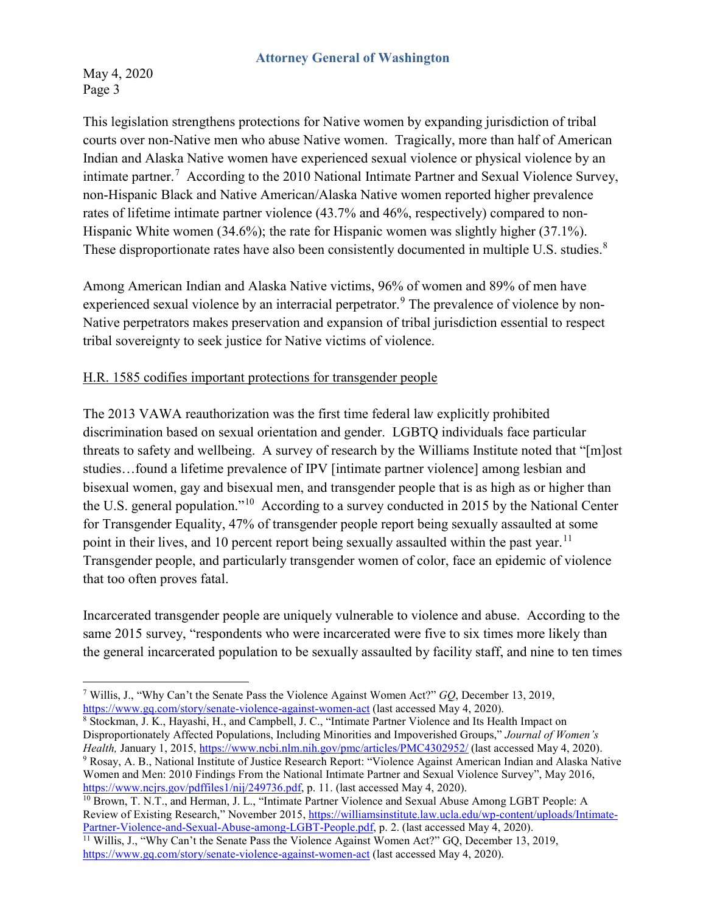This legislation strengthens protections for Native women by expanding jurisdiction of tribal courts over non-Native men who abuse Native women. Tragically, more than half of American Indian and Alaska Native women have experienced sexual violence or physical violence by an intimate partner.[7] According to the 2010 National Intimate Partner and Sexual Violence Survey, non-Hispanic Black and Native American/Alaska Native women reported higher prevalence rates of lifetime intimate partner violence (43.7% and 46%, respectively) compared to non-Hispanic White women (34.6%); the rate for Hispanic women was slightly higher (37.1%). These disproportionate rates have also been consistently documented in multiple U.S. studies.[8]

Among American Indian and Alaska Native victims, 96% of women and 89% of men have experienced sexual violence by an interracial perpetrator.[9] The prevalence of violence by non-Native perpetrators makes preservation and expansion of tribal jurisdiction essential to respect tribal sovereignty to seek justice for Native victims of violence.

<u>H.R. 1585 codifies important protections for transgender people</u>

The 2013 VAWA reauthorization was the first time federal law explicitly prohibited discrimination based on sexual orientation and gender. LGBTQ individuals face particular threats to safety and wellbeing. A survey of research by the Williams Institute noted that "[m]ost studies…found a lifetime prevalence of IPV [intimate partner violence] among lesbian and bisexual women, gay and bisexual men, and transgender people that is as high as or higher than the U.S. general population."[10] According to a survey conducted in 2015 by the National Center for Transgender Equality, 47% of transgender people report being sexually assaulted at some point in their lives, and 10 percent report being sexually assaulted within the past year.[11] Transgender people, and particularly transgender women of color, face an epidemic of violence that too often proves fatal.

Incarcerated transgender people are uniquely vulnerable to violence and abuse. According to the same 2015 survey, "respondents who were incarcerated were five to six times more likely than the general incarcerated population to be sexually assaulted by facility staff, and nine to ten times

---

[7] Willis, J., "Why Can't the Senate Pass the Violence Against Women Act?" *GQ*, December 13, 2019, https://www.gq.com/story/senate-violence-against-women-act (last accessed May 4, 2020).

[8] Stockman, J. K., Hayashi, H., and Campbell, J. C., "Intimate Partner Violence and Its Health Impact on Disproportionately Affected Populations, Including Minorities and Impoverished Groups," *Journal of Women's Health,* January 1, 2015, https://www.ncbi.nlm.nih.gov/pmc/articles/PMC4302952/ (last accessed May 4, 2020).

[9] Rosay, A. B., National Institute of Justice Research Report: "Violence Against American Indian and Alaska Native Women and Men: 2010 Findings From the National Intimate Partner and Sexual Violence Survey", May 2016, https://www.ncjrs.gov/pdffiles1/nij/249736.pdf, p. 11. (last accessed May 4, 2020).

[10] Brown, T. N.T., and Herman, J. L., "Intimate Partner Violence and Sexual Abuse Among LGBT People: A Review of Existing Research," November 2015, https://williamsinstitute.law.ucla.edu/wp-content/uploads/Intimate-Partner-Violence-and-Sexual-Abuse-among-LGBT-People.pdf, p. 2. (last accessed May 4, 2020).

[11] Willis, J., "Why Can't the Senate Pass the Violence Against Women Act?" GQ, December 13, 2019, https://www.gq.com/story/senate-violence-against-women-act (last accessed May 4, 2020).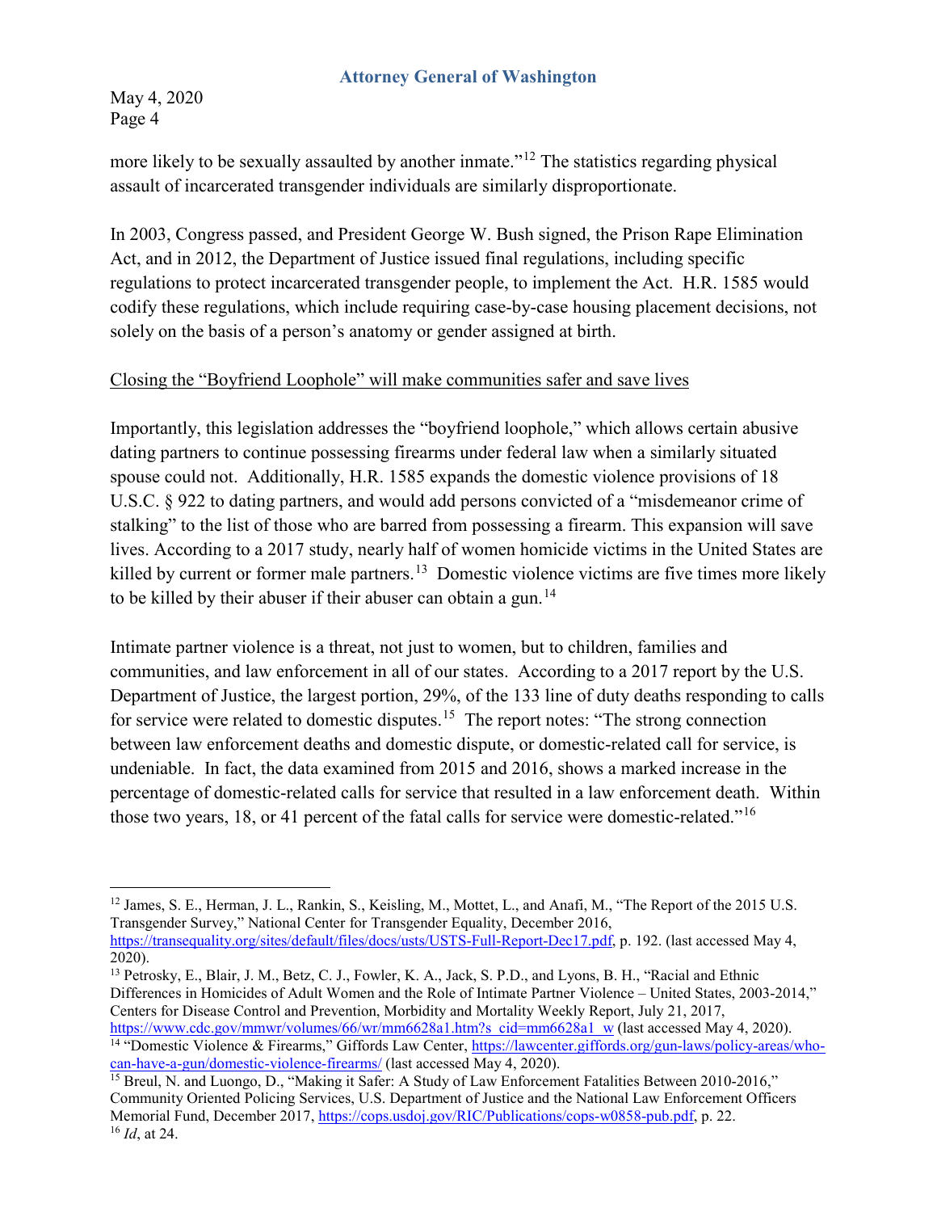more likely to be sexually assaulted by another inmate."[12] The statistics regarding physical assault of incarcerated transgender individuals are similarly disproportionate.

In 2003, Congress passed, and President George W. Bush signed, the Prison Rape Elimination Act, and in 2012, the Department of Justice issued final regulations, including specific regulations to protect incarcerated transgender people, to implement the Act. H.R. 1585 would codify these regulations, which include requiring case-by-case housing placement decisions, not solely on the basis of a person's anatomy or gender assigned at birth.

<u>Closing the "Boyfriend Loophole" will make communities safer and save lives</u>

Importantly, this legislation addresses the "boyfriend loophole," which allows certain abusive dating partners to continue possessing firearms under federal law when a similarly situated spouse could not. Additionally, H.R. 1585 expands the domestic violence provisions of 18 U.S.C. § 922 to dating partners, and would add persons convicted of a "misdemeanor crime of stalking" to the list of those who are barred from possessing a firearm. This expansion will save lives. According to a 2017 study, nearly half of women homicide victims in the United States are killed by current or former male partners.[13] Domestic violence victims are five times more likely to be killed by their abuser if their abuser can obtain a gun.[14]

Intimate partner violence is a threat, not just to women, but to children, families and communities, and law enforcement in all of our states. According to a 2017 report by the U.S. Department of Justice, the largest portion, 29%, of the 133 line of duty deaths responding to calls for service were related to domestic disputes.[15] The report notes: "The strong connection between law enforcement deaths and domestic dispute, or domestic-related call for service, is undeniable. In fact, the data examined from 2015 and 2016, shows a marked increase in the percentage of domestic-related calls for service that resulted in a law enforcement death. Within those two years, 18, or 41 percent of the fatal calls for service were domestic-related."[16]

---

[12] James, S. E., Herman, J. L., Rankin, S., Keisling, M., Mottet, L., and Anafi, M., "The Report of the 2015 U.S. Transgender Survey," National Center for Transgender Equality, December 2016, https://transequality.org/sites/default/files/docs/usts/USTS-Full-Report-Dec17.pdf, p. 192. (last accessed May 4, 2020).

[13] Petrosky, E., Blair, J. M., Betz, C. J., Fowler, K. A., Jack, S. P.D., and Lyons, B. H., "Racial and Ethnic Differences in Homicides of Adult Women and the Role of Intimate Partner Violence – United States, 2003-2014," Centers for Disease Control and Prevention, Morbidity and Mortality Weekly Report, July 21, 2017, https://www.cdc.gov/mmwr/volumes/66/wr/mm6628a1.htm?s_cid=mm6628a1_w (last accessed May 4, 2020).

[14] "Domestic Violence & Firearms," Giffords Law Center, https://lawcenter.giffords.org/gun-laws/policy-areas/who-can-have-a-gun/domestic-violence-firearms/ (last accessed May 4, 2020).

[15] Breul, N. and Luongo, D., "Making it Safer: A Study of Law Enforcement Fatalities Between 2010-2016," Community Oriented Policing Services, U.S. Department of Justice and the National Law Enforcement Officers Memorial Fund, December 2017, https://cops.usdoj.gov/RIC/Publications/cops-w0858-pub.pdf, p. 22.

[16] *Id*, at 24.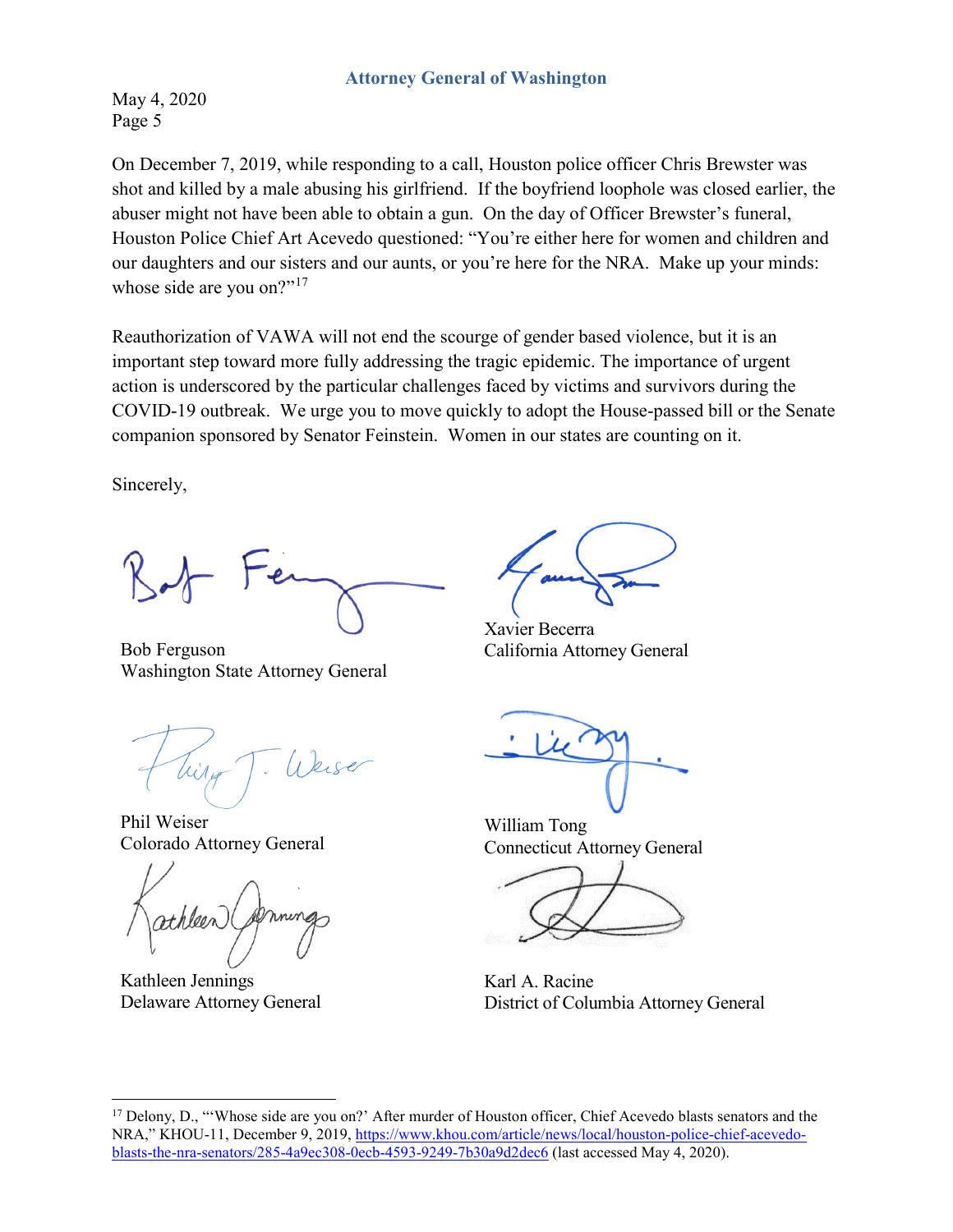On December 7, 2019, while responding to a call, Houston police officer Chris Brewster was shot and killed by a male abusing his girlfriend. If the boyfriend loophole was closed earlier, the abuser might not have been able to obtain a gun. On the day of Officer Brewster's funeral, Houston Police Chief Art Acevedo questioned: "You're either here for women and children and our daughters and our sisters and our aunts, or you're here for the NRA. Make up your minds: whose side are you on?"[17]

Reauthorization of VAWA will not end the scourge of gender based violence, but it is an important step toward more fully addressing the tragic epidemic. The importance of urgent action is underscored by the particular challenges faced by victims and survivors during the COVID-19 outbreak. We urge you to move quickly to adopt the House-passed bill or the Senate companion sponsored by Senator Feinstein. Women in our states are counting on it.

Sincerely,

Bob Ferguson
Washington State Attorney General

Xavier Becerra
California Attorney General

Phil Weiser
Colorado Attorney General

William Tong
Connecticut Attorney General

Kathleen Jennings
Delaware Attorney General

Karl A. Racine
District of Columbia Attorney General

---

[17] Delony, D., "'Whose side are you on?' After murder of Houston officer, Chief Acevedo blasts senators and the NRA," KHOU-11, December 9, 2019, https://www.khou.com/article/news/local/houston-police-chief-acevedo-blasts-the-nra-senators/285-4a9ec308-0ecb-4593-9249-7b30a9d2dec6 (last accessed May 4, 2020).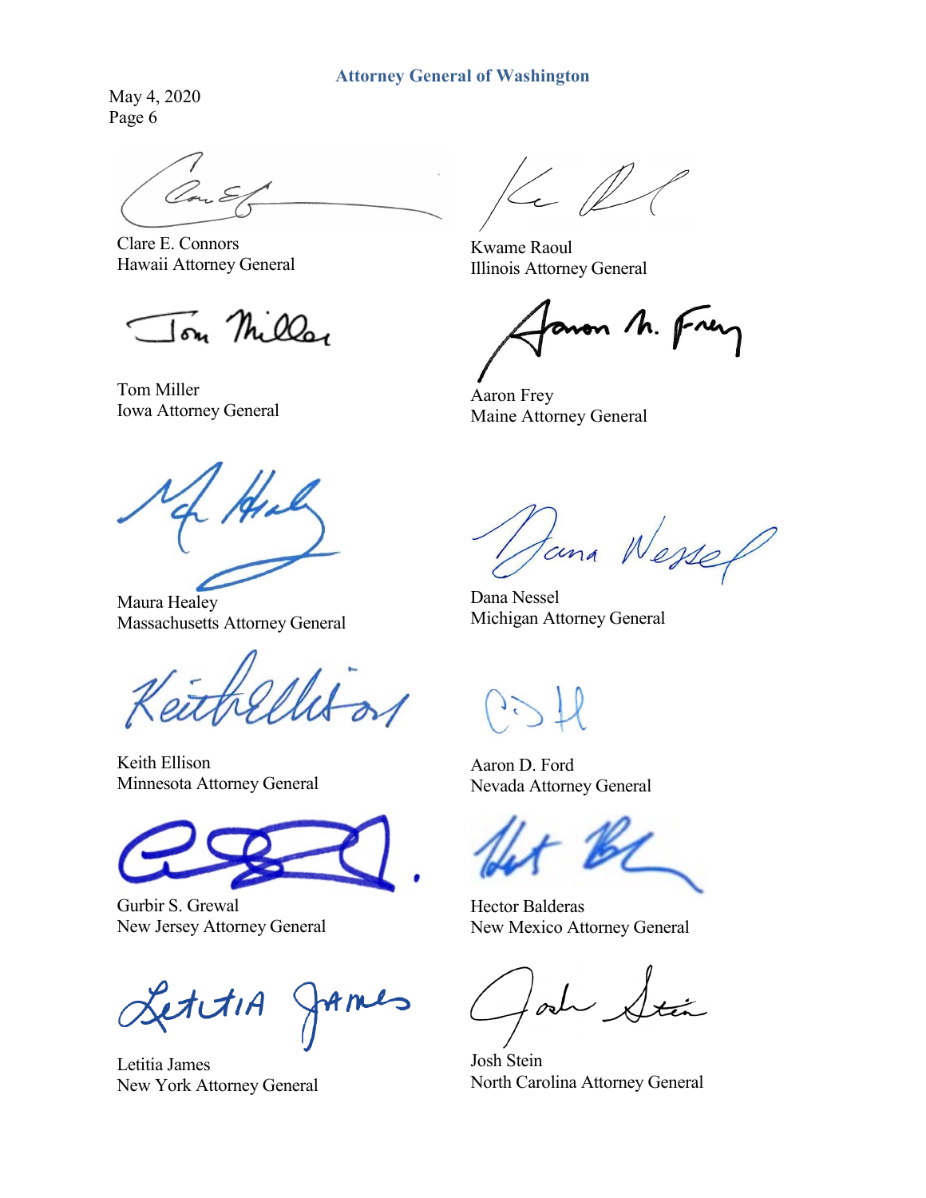Clare E. Connors
Hawaii Attorney General

Kwame Raoul
Illinois Attorney General

Tom Miller
Iowa Attorney General

Aaron Frey
Maine Attorney General

Maura Healey
Massachusetts Attorney General

Dana Nessel
Michigan Attorney General

Keith Ellison
Minnesota Attorney General

Aaron D. Ford
Nevada Attorney General

Gurbir S. Grewal
New Jersey Attorney General

Hector Balderas
New Mexico Attorney General

Letitia James
New York Attorney General

Josh Stein
North Carolina Attorney General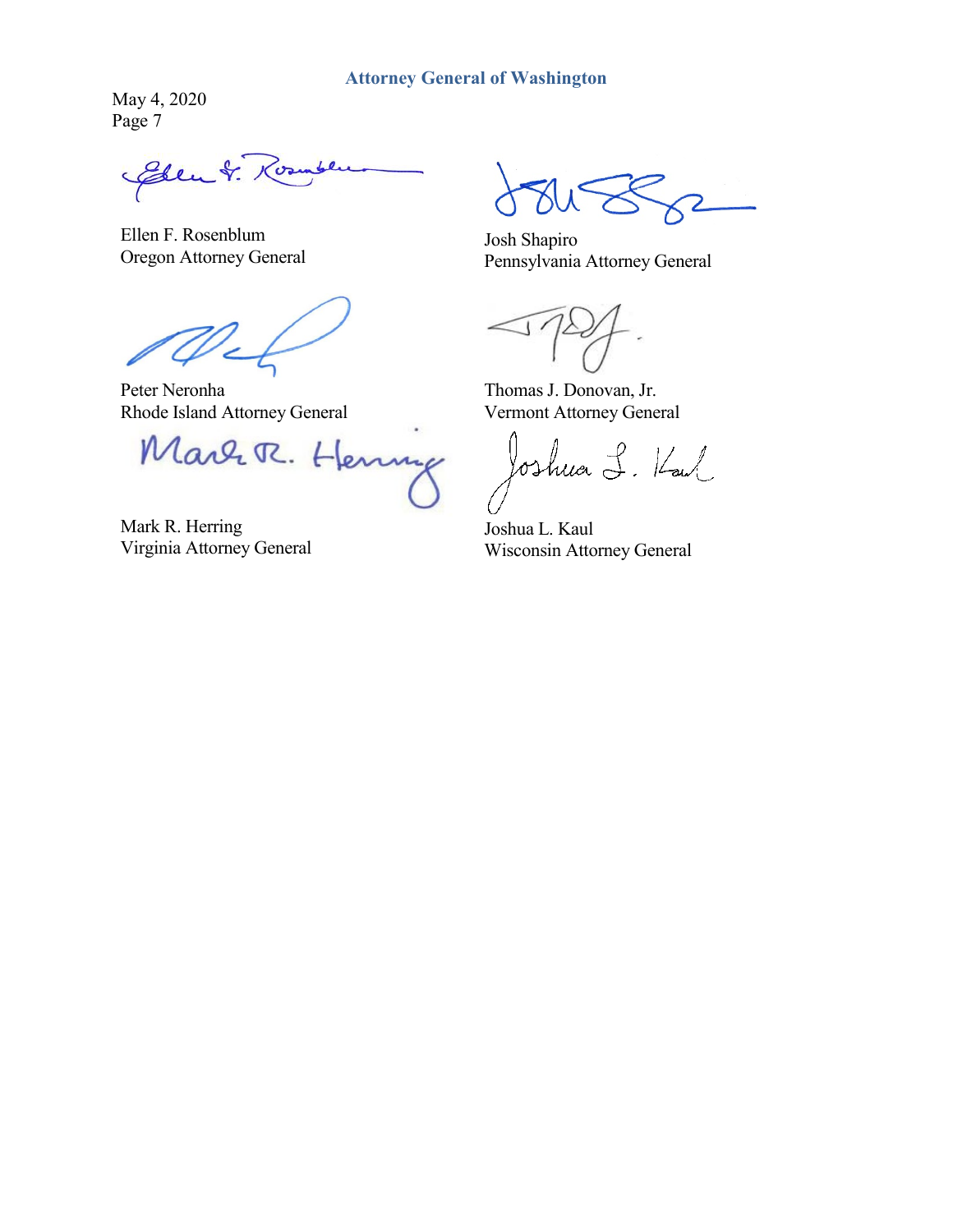Ellen F. Rosenblum
Oregon Attorney General

Josh Shapiro
Pennsylvania Attorney General

Peter Neronha
Rhode Island Attorney General

Thomas J. Donovan, Jr.
Vermont Attorney General

Mark R. Herring
Virginia Attorney General

Joshua L. Kaul
Wisconsin Attorney General